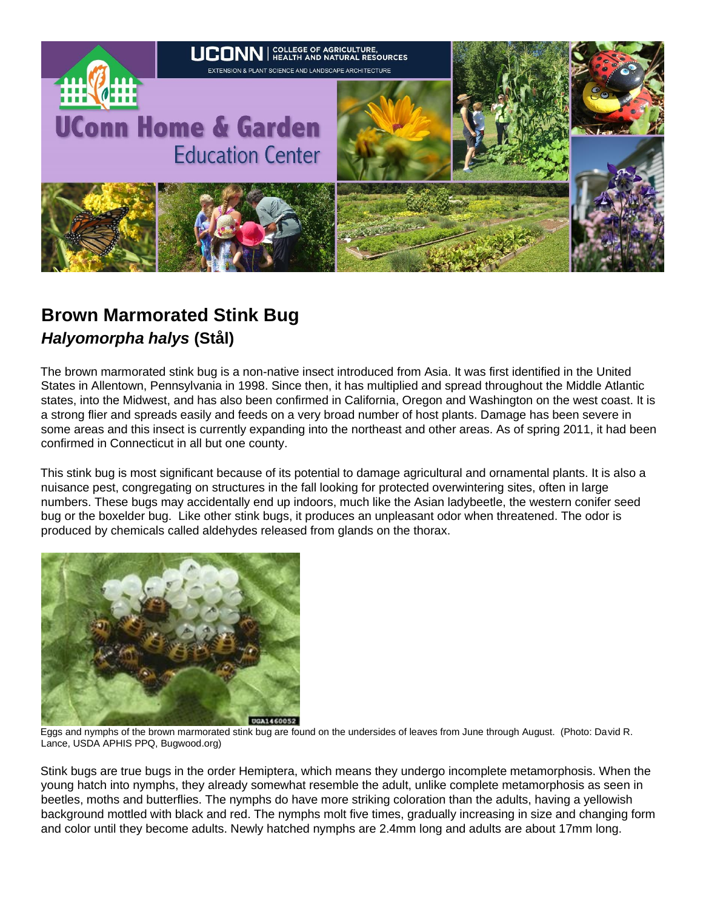# Brown Marmorated Stink Bug

## *Halyomorpha halys* (Stål)

The brown marmorated stink bug is a non-native insect introduced from Asia. It was first identified in the United States in Allentown, Pennsylvania in 1998. Since then, it has multiplied and spread throughout the Middle Atlantic states, into the Midwest, and has also been confirmed in California, Oregon and Washington on the west coast. It is a strong flier and spreads easily and feeds on a very broad number of host plants. Damage has been severe in some areas and this insect is currently expanding into the northeast and other areas. As of spring 2011, it had been confirmed in Connecticut in all but one county.

This stink bug is most significant because of its potential to damage agricultural and ornamental plants. It is also a nuisance pest, congregating on structures in the fall looking for protected overwintering sites, often in large numbers. These bugs may accidentally end up indoors, much like the Asian ladybeetle, the western conifer seed bug or the boxelder bug. Like other stink bugs, it produces an unpleasant odor when threatened. The odor is produced by chemicals called aldehydes released from glands on the thorax.

Eggs and nymphs of the brown marmorated stink bug are found on the undersides of leaves from June through August. (Photo: David R. Lance, USDA APHIS PPQ, Bugwood.org)

Stink bugs are true bugs in the order Hemiptera, which means they undergo incomplete metamorphosis. When the young hatch into nymphs, they already somewhat resemble the adult, unlike complete metamorphosis as seen in beetles, moths and butterflies. The nymphs do have more striking coloration than the adults, having a yellowish background mottled with black and red. The nymphs molt five times, gradually increasing in size and changing form and color until they become adults. Newly hatched nymphs are 2.4mm long and adults are about 17mm long.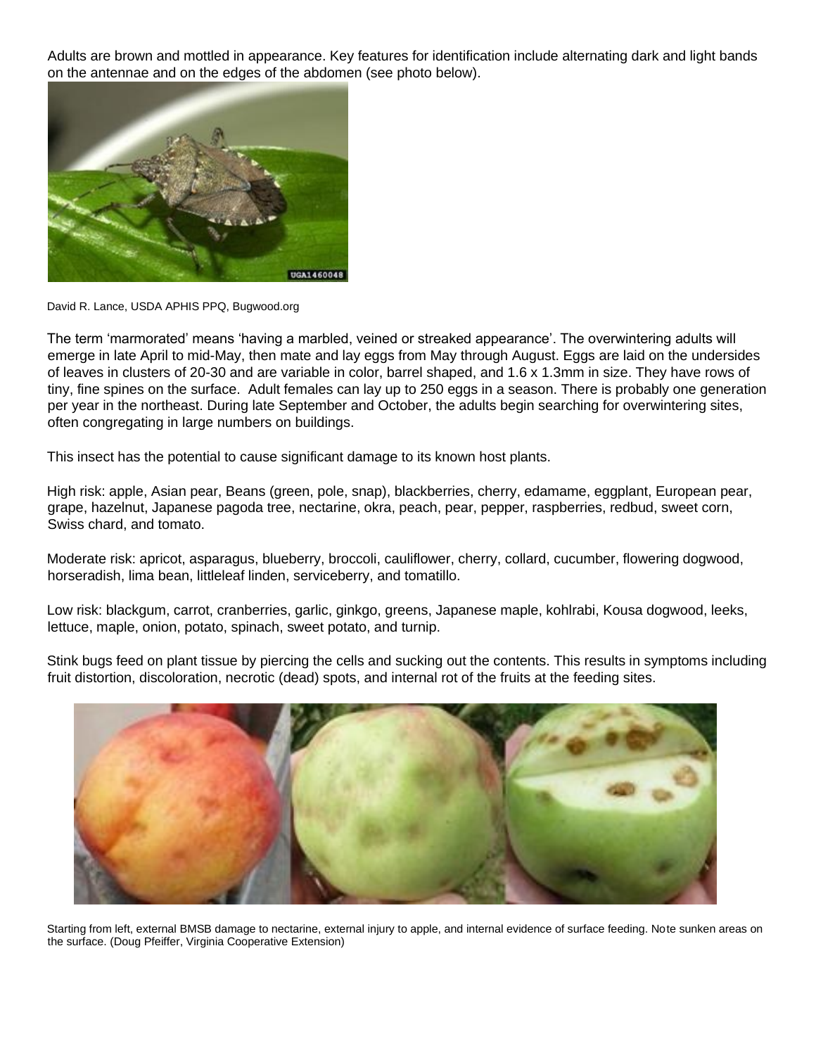Adults are brown and mottled in appearance. Key features for identification include alternating dark and light bands on the antennae and on the edges of the abdomen (see photo below).

David R. Lance, USDA APHIS PPQ, Bugwood.org

The term 'marmorated' means 'having a marbled, veined or streaked appearance'. The overwintering adults will emerge in late April to mid-May, then mate and lay eggs from May through August. Eggs are laid on the undersides of leaves in clusters of 20-30 and are variable in color, barrel shaped, and 1.6 x 1.3mm in size. They have rows of tiny, fine spines on the surface. Adult females can lay up to 250 eggs in a season. There is probably one generation per year in the northeast. During late September and October, the adults begin searching for overwintering sites, often congregating in large numbers on buildings.

This insect has the potential to cause significant damage to its known host plants.

High risk: apple, Asian pear, Beans (green, pole, snap), blackberries, cherry, edamame, eggplant, European pear, grape, hazelnut, Japanese pagoda tree, nectarine, okra, peach, pear, pepper, raspberries, redbud, sweet corn, Swiss chard, and tomato.

Moderate risk: apricot, asparagus, blueberry, broccoli, cauliflower, cherry, collard, cucumber, flowering dogwood, horseradish, lima bean, littleleaf linden, serviceberry, and tomatillo.

Low risk: blackgum, carrot, cranberries, garlic, ginkgo, greens, Japanese maple, kohlrabi, Kousa dogwood, leeks, lettuce, maple, onion, potato, spinach, sweet potato, and turnip.

Stink bugs feed on plant tissue by piercing the cells and sucking out the contents. This results in symptoms including fruit distortion, discoloration, necrotic (dead) spots, and internal rot of the fruits at the feeding sites.

Starting from left, external BMSB damage to nectarine, external injury to apple, and internal evidence of surface feeding. Note sunken areas on the surface. (Doug Pfeiffer, Virginia Cooperative Extension)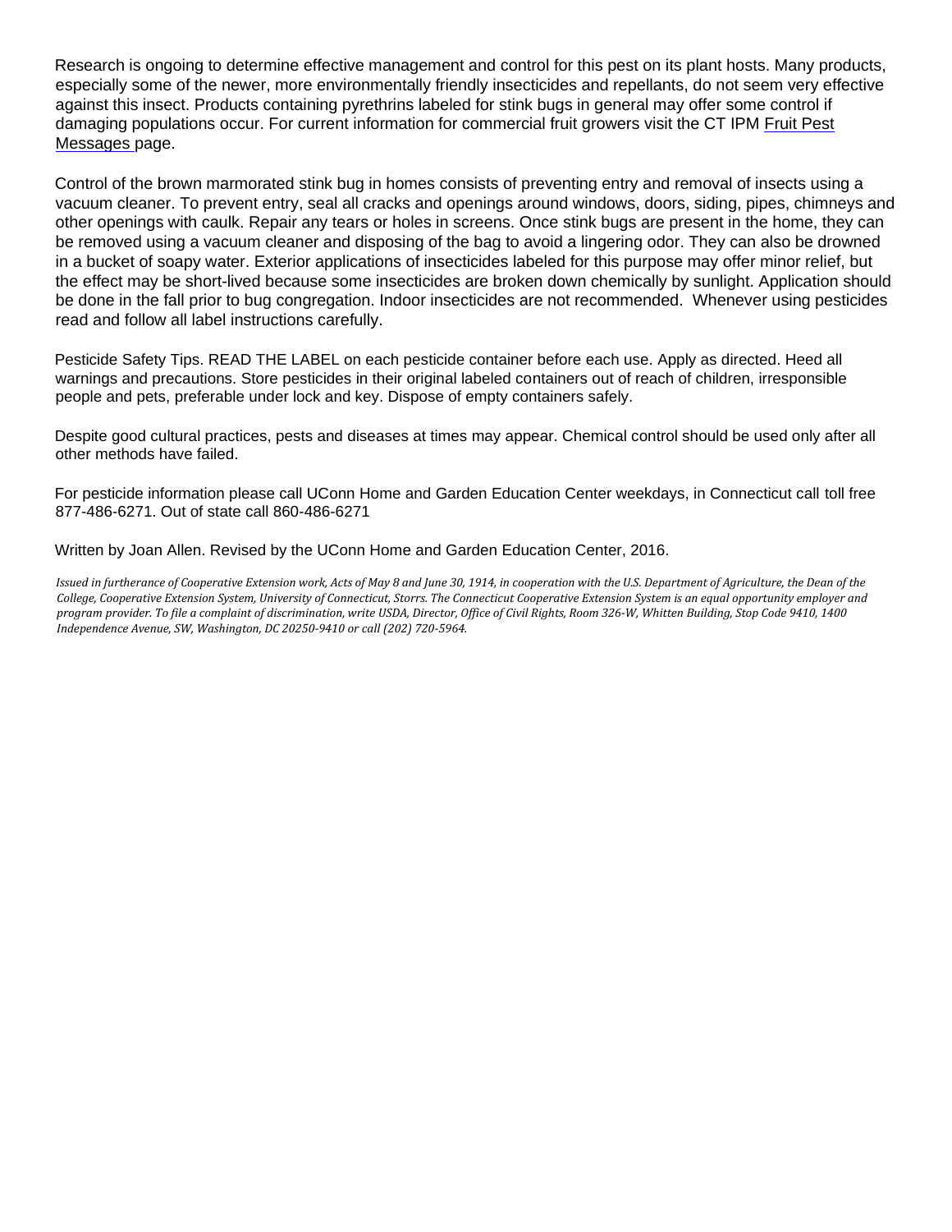Research is ongoing to determine effective management and control for this pest on its plant hosts. Many products, especially some of the newer, more environmentally friendly insecticides and repellants, do not seem very effective against this insect. Products containing pyrethrins labeled for stink bugs in general may offer some control if damaging populations occur. For current information for commercial fruit growers visit the CT IPM Fruit Pest Messages page.

Control of the brown marmorated stink bug in homes consists of preventing entry and removal of insects using a vacuum cleaner. To prevent entry, seal all cracks and openings around windows, doors, siding, pipes, chimneys and other openings with caulk. Repair any tears or holes in screens. Once stink bugs are present in the home, they can be removed using a vacuum cleaner and disposing of the bag to avoid a lingering odor. They can also be drowned in a bucket of soapy water. Exterior applications of insecticides labeled for this purpose may offer minor relief, but the effect may be short-lived because some insecticides are broken down chemically by sunlight. Application should be done in the fall prior to bug congregation. Indoor insecticides are not recommended. Whenever using pesticides read and follow all label instructions carefully.

Pesticide Safety Tips. READ THE LABEL on each pesticide container before each use. Apply as directed. Heed all warnings and precautions. Store pesticides in their original labeled containers out of reach of children, irresponsible people and pets, preferable under lock and key. Dispose of empty containers safely.

Despite good cultural practices, pests and diseases at times may appear. Chemical control should be used only after all other methods have failed.

For pesticide information please call UConn Home and Garden Education Center weekdays, in Connecticut call toll free 877-486-6271. Out of state call 860-486-6271

Written by Joan Allen. Revised by the UConn Home and Garden Education Center, 2016.

*Issued in furtherance of Cooperative Extension work, Acts of May 8 and June 30, 1914, in cooperation with the U.S. Department of Agriculture, the Dean of the College, Cooperative Extension System, University of Connecticut, Storrs. The Connecticut Cooperative Extension System is an equal opportunity employer and program provider. To file a complaint of discrimination, write USDA, Director, Office of Civil Rights, Room 326-W, Whitten Building, Stop Code 9410, 1400 Independence Avenue, SW, Washington, DC 20250-9410 or call (202) 720-5964.*